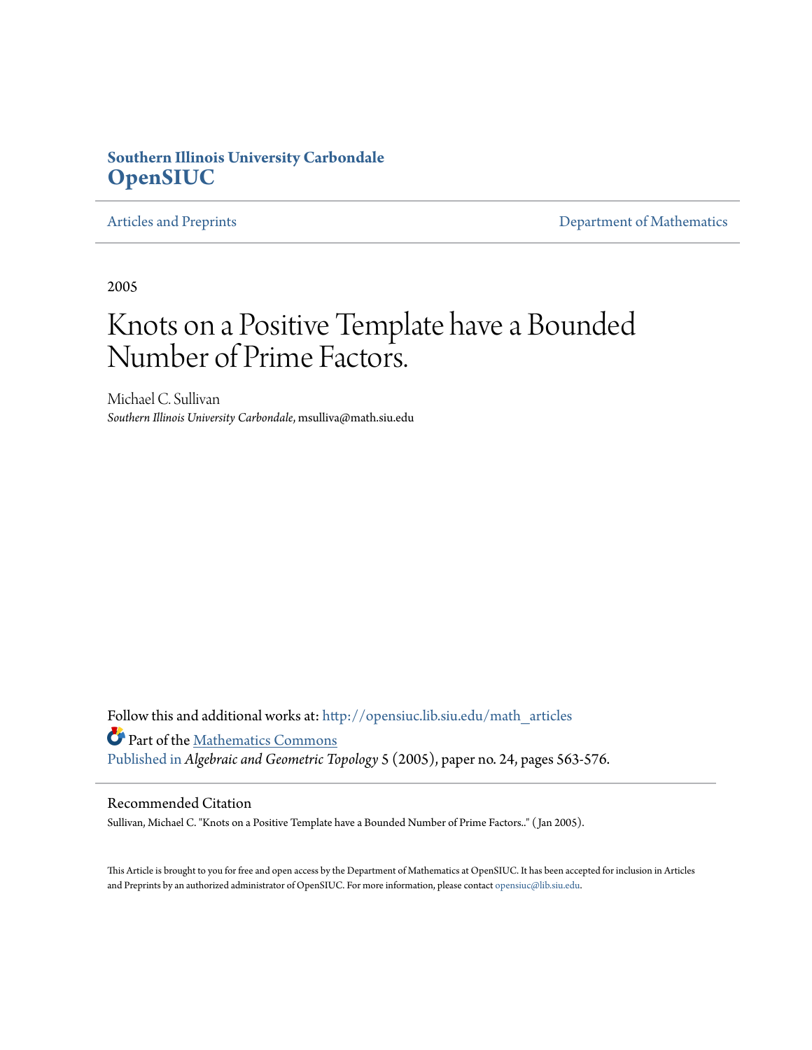**Southern Illinois University Carbondale**
**OpenSIUC**

Articles and Preprints | Department of Mathematics

2005

# Knots on a Positive Template have a Bounded Number of Prime Factors.

Michael C. Sullivan
*Southern Illinois University Carbondale*, msulliva@math.siu.edu

Follow this and additional works at: http://opensiuc.lib.siu.edu/math_articles

Part of the Mathematics Commons

Published in *Algebraic and Geometric Topology* 5 (2005), paper no. 24, pages 563-576.

## Recommended Citation

Sullivan, Michael C. "Knots on a Positive Template have a Bounded Number of Prime Factors.." (Jan 2005).

This Article is brought to you for free and open access by the Department of Mathematics at OpenSIUC. It has been accepted for inclusion in Articles and Preprints by an authorized administrator of OpenSIUC. For more information, please contact opensiuc@lib.siu.edu.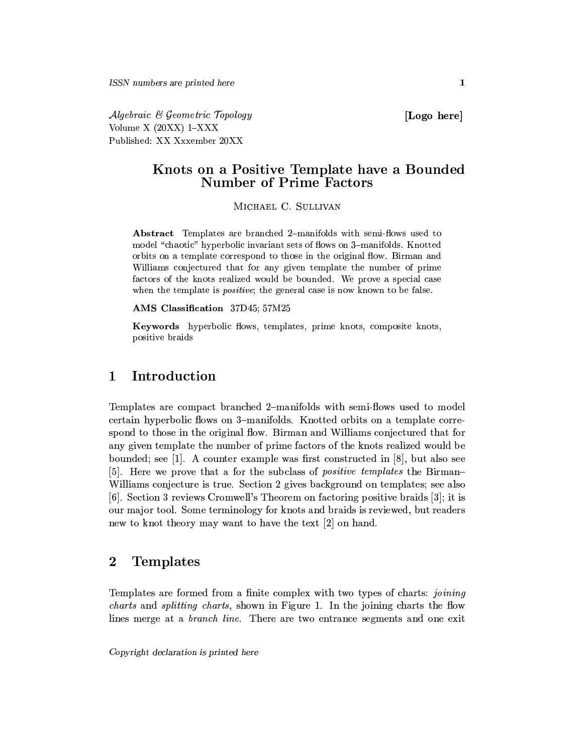# Knots on a Positive Template have a Bounded Number of Prime Factors

Michael C. Sullivan

**Abstract** Templates are branched 2–manifolds with semi-flows used to model "chaotic" hyperbolic invariant sets of flows on 3–manifolds. Knotted orbits on a template correspond to those in the original flow. Birman and Williams conjectured that for any given template the number of prime factors of the knots realized would be bounded. We prove a special case when the template is *positive*; the general case is now known to be false.

**AMS Classification** 37D45; 57M25

**Keywords** hyperbolic flows, templates, prime knots, composite knots, positive braids

## 1 Introduction

Templates are compact branched 2–manifolds with semi-flows used to model certain hyperbolic flows on 3–manifolds. Knotted orbits on a template correspond to those in the original flow. Birman and Williams conjectured that for any given template the number of prime factors of the knots realized would be bounded; see [1]. A counter example was first constructed in [8], but also see [5]. Here we prove that a for the subclass of *positive templates* the Birman–Williams conjecture is true. Section 2 gives background on templates; see also [6]. Section 3 reviews Cromwell's Theorem on factoring positive braids [3]; it is our major tool. Some terminology for knots and braids is reviewed, but readers new to knot theory may want to have the text [2] on hand.

## 2 Templates

Templates are formed from a finite complex with two types of charts: *joining charts* and *splitting charts*, shown in Figure 1. In the joining charts the flow lines merge at a *branch line*. There are two entrance segments and one exit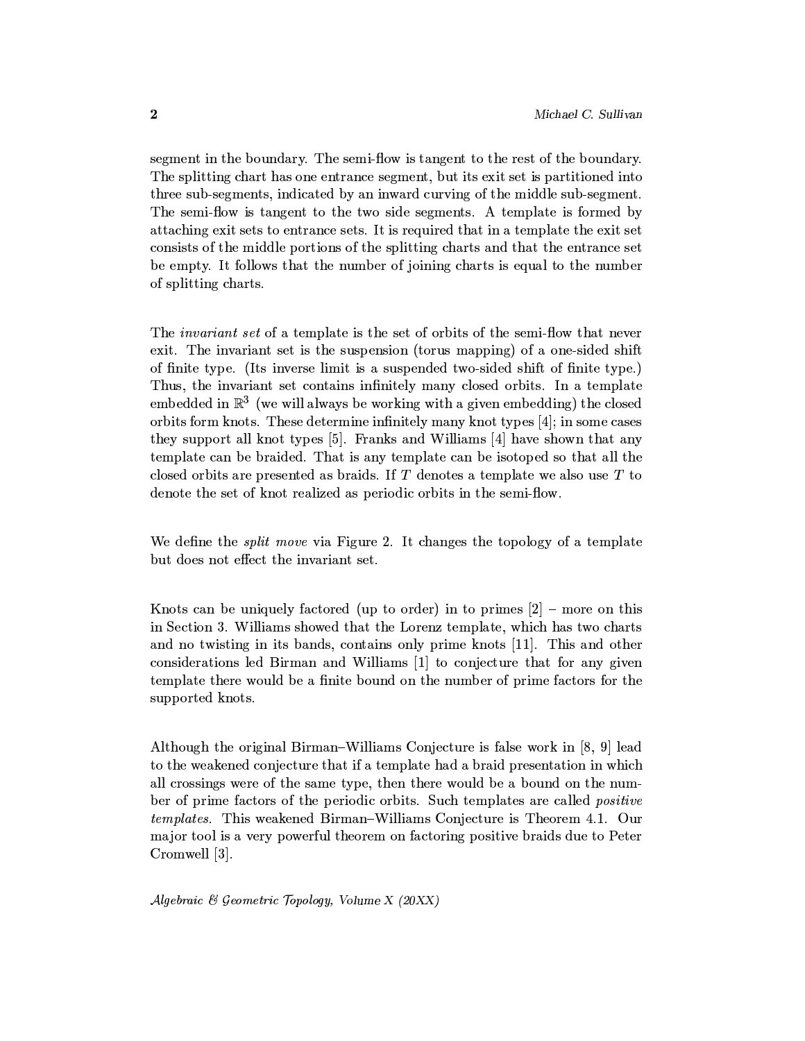segment in the boundary. The semi-flow is tangent to the rest of the boundary. The splitting chart has one entrance segment, but its exit set is partitioned into three sub-segments, indicated by an inward curving of the middle sub-segment. The semi-flow is tangent to the two side segments. A template is formed by attaching exit sets to entrance sets. It is required that in a template the exit set consists of the middle portions of the splitting charts and that the entrance set be empty. It follows that the number of joining charts is equal to the number of splitting charts.

The *invariant set* of a template is the set of orbits of the semi-flow that never exit. The invariant set is the suspension (torus mapping) of a one-sided shift of finite type. (Its inverse limit is a suspended two-sided shift of finite type.) Thus, the invariant set contains infinitely many closed orbits. In a template embedded in $\mathbb{R}^3$ (we will always be working with a given embedding) the closed orbits form knots. These determine infinitely many knot types [4]; in some cases they support all knot types [5]. Franks and Williams [4] have shown that any template can be braided. That is any template can be isotoped so that all the closed orbits are presented as braids. If $T$ denotes a template we also use $T$ to denote the set of knot realized as periodic orbits in the semi-flow.

We define the *split move* via Figure 2. It changes the topology of a template but does not effect the invariant set.

Knots can be uniquely factored (up to order) in to primes [2] – more on this in Section 3. Williams showed that the Lorenz template, which has two charts and no twisting in its bands, contains only prime knots [11]. This and other considerations led Birman and Williams [1] to conjecture that for any given template there would be a finite bound on the number of prime factors for the supported knots.

Although the original Birman–Williams Conjecture is false work in [8, 9] lead to the weakened conjecture that if a template had a braid presentation in which all crossings were of the same type, then there would be a bound on the number of prime factors of the periodic orbits. Such templates are called *positive templates*. This weakened Birman–Williams Conjecture is Theorem 4.1. Our major tool is a very powerful theorem on factoring positive braids due to Peter Cromwell [3].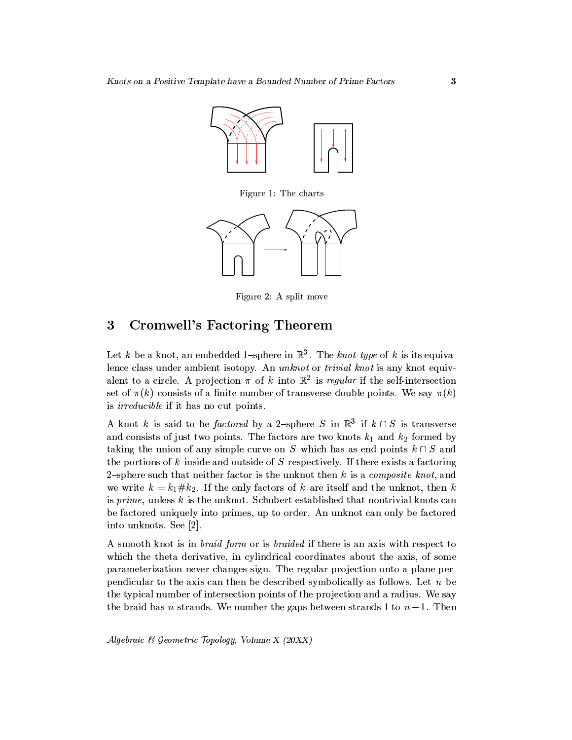Figure 1: The charts

Figure 2: A split move

## 3 Cromwell's Factoring Theorem

Let $k$ be a knot, an embedded 1–sphere in $\mathbb{R}^3$. The *knot-type* of $k$ is its equivalence class under ambient isotopy. An *unknot* or *trivial knot* is any knot equivalent to a circle. A projection $\pi$ of $k$ into $\mathbb{R}^2$ is *regular* if the self-intersection set of $\pi(k)$ consists of a finite number of transverse double points. We say $\pi(k)$ is *irreducible* if it has no cut points.

A knot $k$ is said to be *factored* by a 2–sphere $S$ in $\mathbb{R}^3$ if $k \cap S$ is transverse and consists of just two points. The factors are two knots $k_1$ and $k_2$ formed by taking the union of any simple curve on $S$ which has as end points $k \cap S$ and the portions of $k$ inside and outside of $S$ respectively. If there exists a factoring 2–sphere such that neither factor is the unknot then $k$ is a *composite knot*, and we write $k = k_1 \# k_2$. If the only factors of $k$ are itself and the unknot, then $k$ is *prime*, unless $k$ is the unknot. Schubert established that nontrivial knots can be factored uniquely into primes, up to order. An unknot can only be factored into unknots. See [2].

A smooth knot is in *braid form* or is *braided* if there is an axis with respect to which the theta derivative, in cylindrical coordinates about the axis, of some parameterization never changes sign. The regular projection onto a plane perpendicular to the axis can then be described symbolically as follows. Let $n$ be the typical number of intersection points of the projection and a radius. We say the braid has $n$ strands. We number the gaps between strands 1 to $n-1$. Then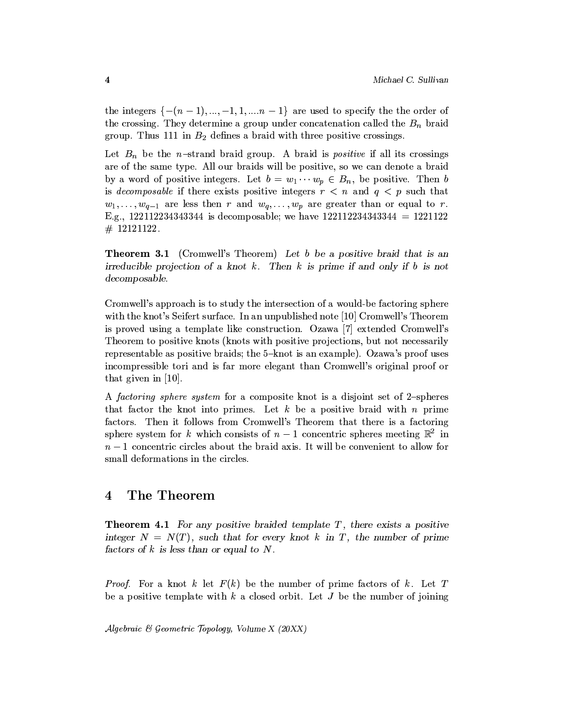the integers $\{-(n-1), ..., -1, 1, ....n-1\}$ are used to specify the the order of the crossing. They determine a group under concatenation called the $B_n$ braid group. Thus 111 in $B_2$ defines a braid with three positive crossings.

Let $B_n$ be the $n$–strand braid group. A braid is *positive* if all its crossings are of the same type. All our braids will be positive, so we can denote a braid by a word of positive integers. Let $b = w_1 \cdots w_p \in B_n$, be positive. Then $b$ is *decomposable* if there exists positive integers $r < n$ and $q < p$ such that $w_1, \ldots, w_{q-1}$ are less then $r$ and $w_q, \ldots, w_p$ are greater than or equal to $r$. E.g., 122112234343344 is decomposable; we have 122112234343344 = 1221122 # 12121122.

**Theorem 3.1** (Cromwell's Theorem) *Let $b$ be a positive braid that is an irreducible projection of a knot $k$. Then $k$ is prime if and only if $b$ is not decomposable.*

Cromwell's approach is to study the intersection of a would-be factoring sphere with the knot's Seifert surface. In an unpublished note [10] Cromwell's Theorem is proved using a template like construction. Ozawa [7] extended Cromwell's Theorem to positive knots (knots with positive projections, but not necessarily representable as positive braids; the 5–knot is an example). Ozawa's proof uses incompressible tori and is far more elegant than Cromwell's original proof or that given in [10].

A *factoring sphere system* for a composite knot is a disjoint set of 2–spheres that factor the knot into primes. Let $k$ be a positive braid with $n$ prime factors. Then it follows from Cromwell's Theorem that there is a factoring sphere system for $k$ which consists of $n-1$ concentric spheres meeting $\mathbb{R}^2$ in $n-1$ concentric circles about the braid axis. It will be convenient to allow for small deformations in the circles.

## 4 The Theorem

**Theorem 4.1** *For any positive braided template $T$, there exists a positive integer $N = N(T)$, such that for every knot $k$ in $T$, the number of prime factors of $k$ is less than or equal to $N$.*

*Proof.* For a knot $k$ let $F(k)$ be the number of prime factors of $k$. Let $T$ be a positive template with $k$ a closed orbit. Let $J$ be the number of joining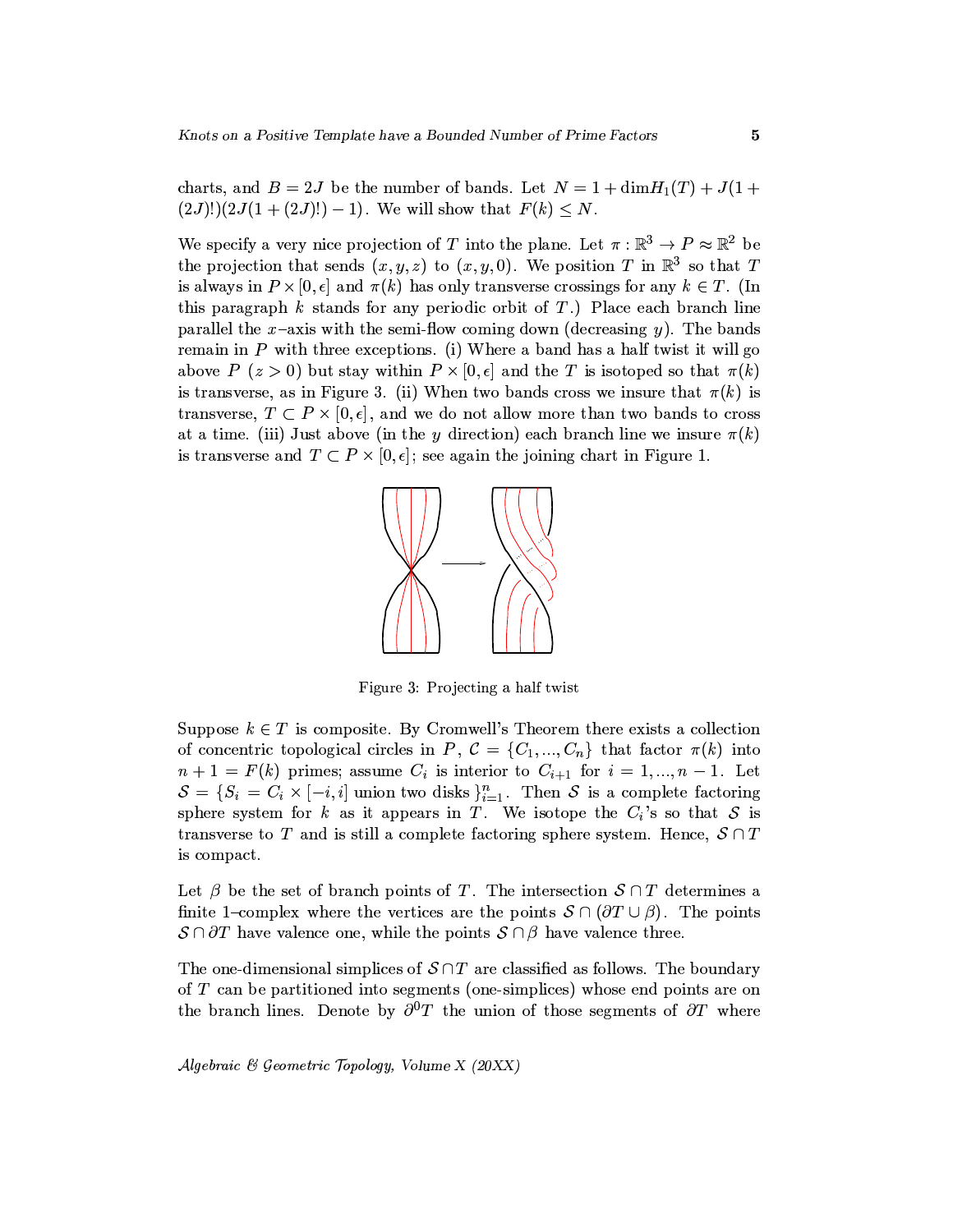charts, and $B = 2J$ be the number of bands. Let $N = 1 + \dim H_1(T) + J(1 + (2J)!)(2J(1 + (2J)!) - 1)$. We will show that $F(k) \leq N$.

We specify a very nice projection of $T$ into the plane. Let $\pi : \mathbb{R}^3 \to P \approx \mathbb{R}^2$ be the projection that sends $(x, y, z)$ to $(x, y, 0)$. We position $T$ in $\mathbb{R}^3$ so that $T$ is always in $P \times [0, \epsilon]$ and $\pi(k)$ has only transverse crossings for any $k \in T$. (In this paragraph $k$ stands for any periodic orbit of $T$.) Place each branch line parallel the $x$–axis with the semi-flow coming down (decreasing $y$). The bands remain in $P$ with three exceptions. (i) Where a band has a half twist it will go above $P$ ($z > 0$) but stay within $P \times [0, \epsilon]$ and the $T$ is isotoped so that $\pi(k)$ is transverse, as in Figure 3. (ii) When two bands cross we insure that $\pi(k)$ is transverse, $T \subset P \times [0, \epsilon]$, and we do not allow more than two bands to cross at a time. (iii) Just above (in the $y$ direction) each branch line we insure $\pi(k)$ is transverse and $T \subset P \times [0, \epsilon]$; see again the joining chart in Figure 1.

Figure 3: Projecting a half twist

Suppose $k \in T$ is composite. By Cromwell's Theorem there exists a collection of concentric topological circles in $P$, $\mathcal{C} = \{C_1, ..., C_n\}$ that factor $\pi(k)$ into $n + 1 = F(k)$ primes; assume $C_i$ is interior to $C_{i+1}$ for $i = 1, ..., n - 1$. Let $\mathcal{S} = \{S_i = C_i \times [-i, i] \text{ union two disks }\}_{i=1}^{n}$. Then $\mathcal{S}$ is a complete factoring sphere system for $k$ as it appears in $T$. We isotope the $C_i$'s so that $\mathcal{S}$ is transverse to $T$ and is still a complete factoring sphere system. Hence, $\mathcal{S} \cap T$ is compact.

Let $\beta$ be the set of branch points of $T$. The intersection $\mathcal{S} \cap T$ determines a finite 1–complex where the vertices are the points $\mathcal{S} \cap (\partial T \cup \beta)$. The points $\mathcal{S} \cap \partial T$ have valence one, while the points $\mathcal{S} \cap \beta$ have valence three.

The one-dimensional simplices of $\mathcal{S} \cap T$ are classified as follows. The boundary of $T$ can be partitioned into segments (one-simplices) whose end points are on the branch lines. Denote by $\partial^0 T$ the union of those segments of $\partial T$ where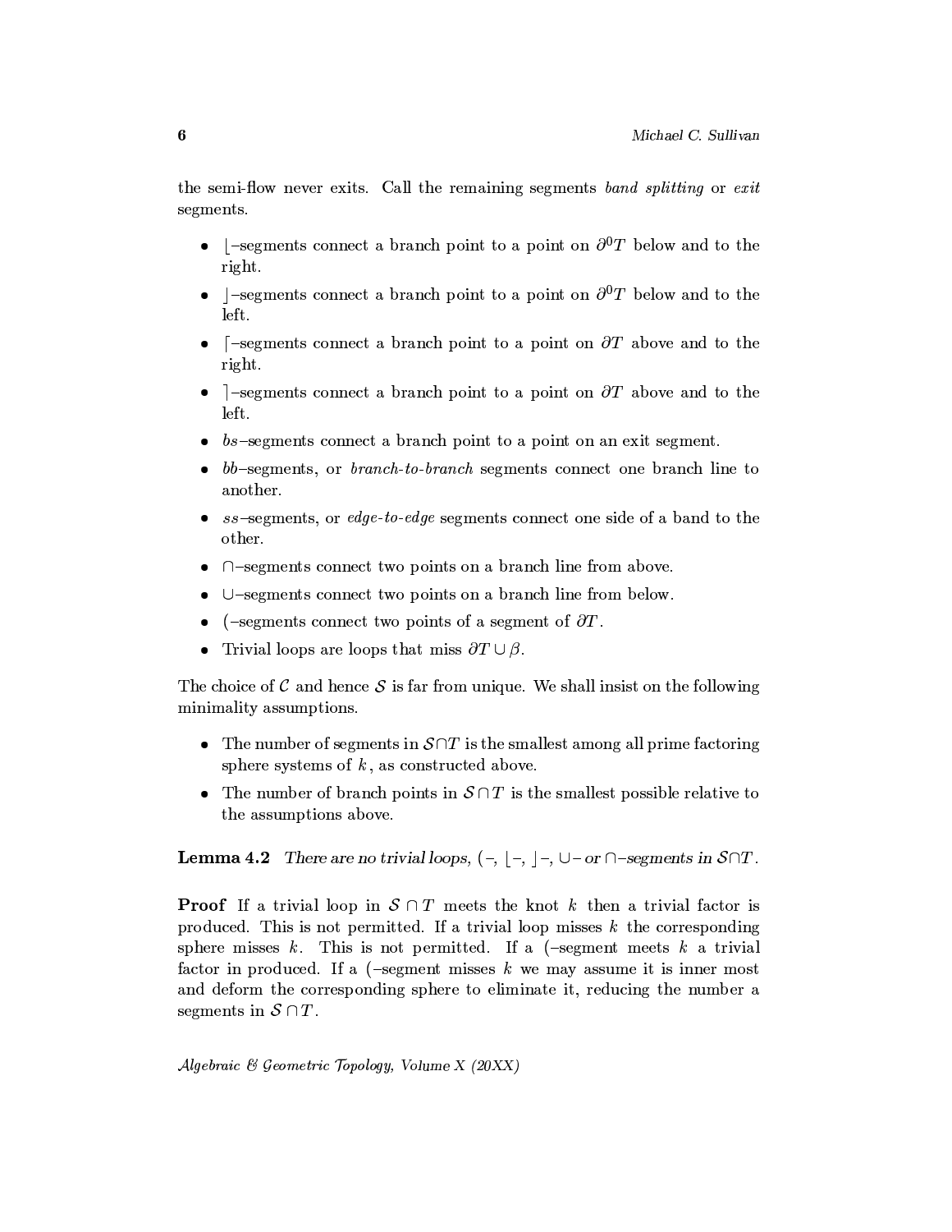the semi-flow never exits. Call the remaining segments *band splitting* or *exit* segments.

- $\lfloor$–segments connect a branch point to a point on $\partial^0 T$ below and to the right.
- $\rfloor$–segments connect a branch point to a point on $\partial^0 T$ below and to the left.
- $\lceil$–segments connect a branch point to a point on $\partial T$ above and to the right.
- $\rceil$–segments connect a branch point to a point on $\partial T$ above and to the left.
- *bs*–segments connect a branch point to a point on an exit segment.
- *bb*–segments, or *branch-to-branch* segments connect one branch line to another.
- *ss*–segments, or *edge-to-edge* segments connect one side of a band to the other.
- $\cap$–segments connect two points on a branch line from above.
- $\cup$–segments connect two points on a branch line from below.
- (–segments connect two points of a segment of $\partial T$.
- Trivial loops are loops that miss $\partial T \cup \beta$.

The choice of $\mathcal{C}$ and hence $\mathcal{S}$ is far from unique. We shall insist on the following minimality assumptions.

- The number of segments in $\mathcal{S} \cap T$ is the smallest among all prime factoring sphere systems of $k$, as constructed above.
- The number of branch points in $\mathcal{S} \cap T$ is the smallest possible relative to the assumptions above.

**Lemma 4.2** *There are no trivial loops, (–, $\lfloor$–, $\rfloor$–, $\cup$– or $\cap$–segments in $\mathcal{S} \cap T$.*

**Proof** If a trivial loop in $\mathcal{S} \cap T$ meets the knot $k$ then a trivial factor is produced. This is not permitted. If a trivial loop misses $k$ the corresponding sphere misses $k$. This is not permitted. If a (–segment meets $k$ a trivial factor in produced. If a (–segment misses $k$ we may assume it is inner most and deform the corresponding sphere to eliminate it, reducing the number a segments in $\mathcal{S} \cap T$.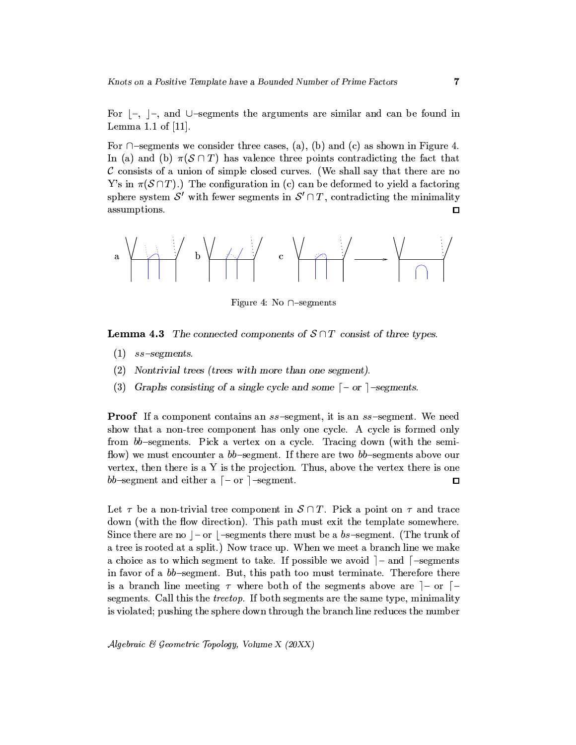For $\lfloor$–, $\rfloor$–, and $\cup$–segments the arguments are similar and can be found in Lemma 1.1 of [11].

For $\cap$–segments we consider three cases, (a), (b) and (c) as shown in Figure 4. In (a) and (b) $\pi(\mathcal{S} \cap T)$ has valence three points contradicting the fact that $\mathcal{C}$ consists of a union of simple closed curves. (We shall say that there are no Y's in $\pi(\mathcal{S} \cap T)$.) The configuration in (c) can be deformed to yield a factoring sphere system $\mathcal{S}'$ with fewer segments in $\mathcal{S}' \cap T$, contradicting the minimality assumptions. □

Figure 4: No $\cap$–segments

**Lemma 4.3** *The connected components of $\mathcal{S} \cap T$ consist of three types.*

1. *$ss$–segments.*
2. *Nontrivial trees (trees with more than one segment).*
3. *Graphs consisting of a single cycle and some $\lceil$– or $\rceil$–segments.*

**Proof** If a component contains an $ss$–segment, it is an $ss$–segment. We need show that a non-tree component has only one cycle. A cycle is formed only from $bb$–segments. Pick a vertex on a cycle. Tracing down (with the semi-flow) we must encounter a $bb$–segment. If there are two $bb$–segments above our vertex, then there is a Y is the projection. Thus, above the vertex there is one $bb$–segment and either a $\lceil$– or $\rceil$–segment. □

Let $\tau$ be a non-trivial tree component in $\mathcal{S} \cap T$. Pick a point on $\tau$ and trace down (with the flow direction). This path must exit the template somewhere. Since there are no $\rfloor$– or $\lfloor$–segments there must be a $bs$–segment. (The trunk of a tree is rooted at a split.) Now trace up. When we meet a branch line we make a choice as to which segment to take. If possible we avoid $\rceil$– and $\lceil$–segments in favor of a $bb$–segment. But, this path too must terminate. Therefore there is a branch line meeting $\tau$ where both of the segments above are $\rceil$– or $\lceil$–segments. Call this the *treetop*. If both segments are the same type, minimality is violated; pushing the sphere down through the branch line reduces the number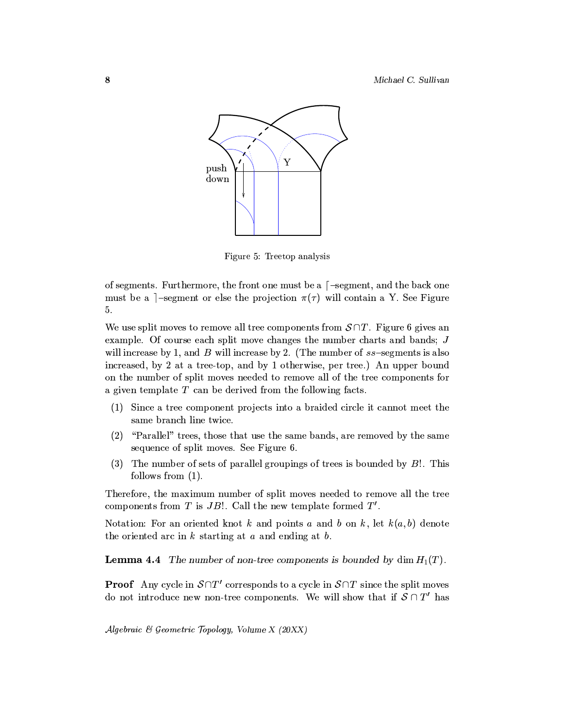Figure 5: Treetop analysis

of segments. Furthermore, the front one must be a $\lceil$–segment, and the back one must be a $\rceil$–segment or else the projection $\pi(\tau)$ will contain a Y. See Figure 5.

We use split moves to remove all tree components from $\mathcal{S} \cap T$. Figure 6 gives an example. Of course each split move changes the number charts and bands; $J$ will increase by 1, and $B$ will increase by 2. (The number of $ss$–segments is also increased, by 2 at a tree-top, and by 1 otherwise, per tree.) An upper bound on the number of split moves needed to remove all of the tree components for a given template $T$ can be derived from the following facts.

1. Since a tree component projects into a braided circle it cannot meet the same branch line twice.
2. "Parallel" trees, those that use the same bands, are removed by the same sequence of split moves. See Figure 6.
3. The number of sets of parallel groupings of trees is bounded by $B!$. This follows from (1).

Therefore, the maximum number of split moves needed to remove all the tree components from $T$ is $JB!$. Call the new template formed $T'$.

Notation: For an oriented knot $k$ and points $a$ and $b$ on $k$, let $k(a,b)$ denote the oriented arc in $k$ starting at $a$ and ending at $b$.

**Lemma 4.4** *The number of non-tree components is bounded by* $\dim H_1(T)$.

**Proof** Any cycle in $\mathcal{S} \cap T'$ corresponds to a cycle in $\mathcal{S} \cap T$ since the split moves do not introduce new non-tree components. We will show that if $\mathcal{S} \cap T'$ has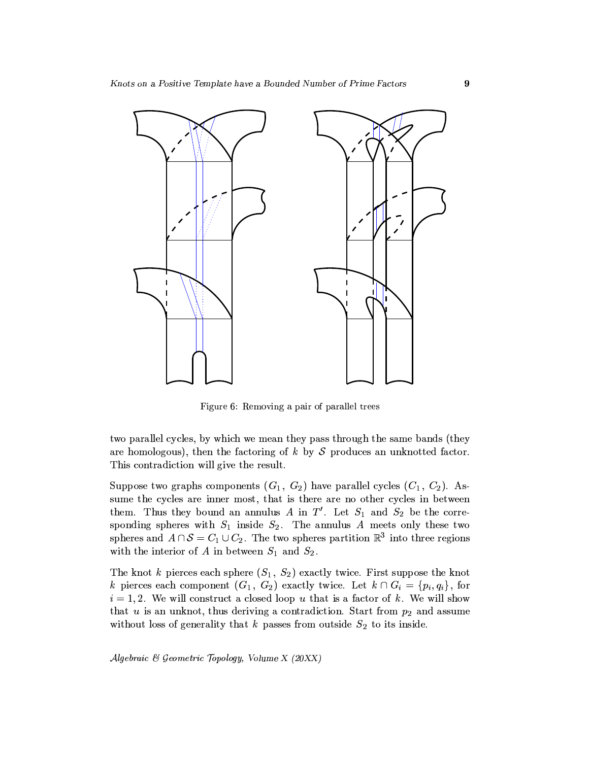Figure 6: Removing a pair of parallel trees

two parallel cycles, by which we mean they pass through the same bands (they are homologous), then the factoring of $k$ by $\mathcal{S}$ produces an unknotted factor. This contradiction will give the result.

Suppose two graphs components ($G_1$, $G_2$) have parallel cycles ($C_1$, $C_2$). Assume the cycles are inner most, that is there are no other cycles in between them. Thus they bound an annulus $A$ in $T'$. Let $S_1$ and $S_2$ be the corresponding spheres with $S_1$ inside $S_2$. The annulus $A$ meets only these two spheres and $A \cap \mathcal{S} = C_1 \cup C_2$. The two spheres partition $\mathbb{R}^3$ into three regions with the interior of $A$ in between $S_1$ and $S_2$.

The knot $k$ pierces each sphere ($S_1$, $S_2$) exactly twice. First suppose the knot $k$ pierces each component ($G_1$, $G_2$) exactly twice. Let $k \cap G_i = \{p_i, q_i\}$, for $i = 1, 2$. We will construct a closed loop $u$ that is a factor of $k$. We will show that $u$ is an unknot, thus deriving a contradiction. Start from $p_2$ and assume without loss of generality that $k$ passes from outside $S_2$ to its inside.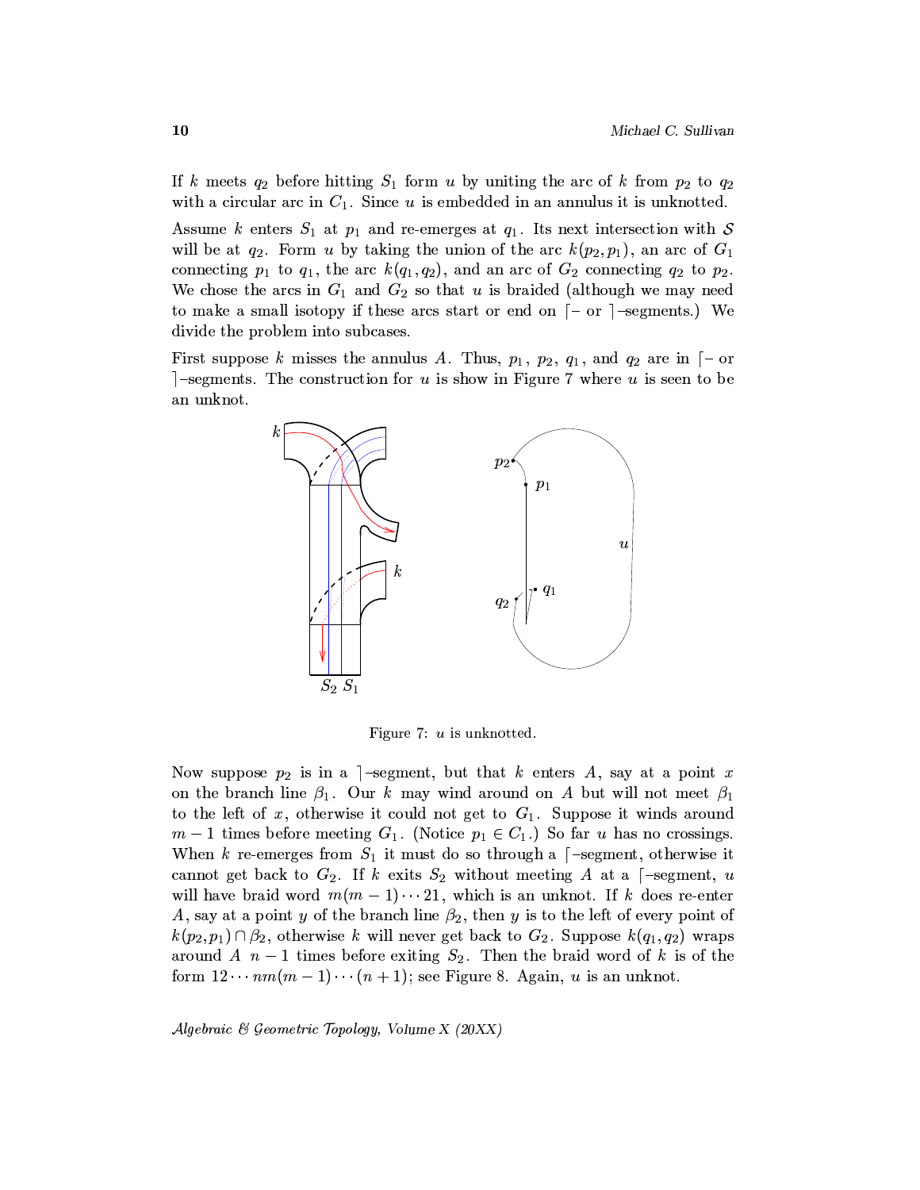If $k$ meets $q_2$ before hitting $S_1$ form $u$ by uniting the arc of $k$ from $p_2$ to $q_2$ with a circular arc in $C_1$. Since $u$ is embedded in an annulus it is unknotted.

Assume $k$ enters $S_1$ at $p_1$ and re-emerges at $q_1$. Its next intersection with $\mathcal{S}$ will be at $q_2$. Form $u$ by taking the union of the arc $k(p_2, p_1)$, an arc of $G_1$ connecting $p_1$ to $q_1$, the arc $k(q_1, q_2)$, and an arc of $G_2$ connecting $q_2$ to $p_2$. We chose the arcs in $G_1$ and $G_2$ so that $u$ is braided (although we may need to make a small isotopy if these arcs start or end on $\lceil$– or $\rceil$–segments.) We divide the problem into subcases.

First suppose $k$ misses the annulus $A$. Thus, $p_1$, $p_2$, $q_1$, and $q_2$ are in $\lceil$– or $\rceil$–segments. The construction for $u$ is show in Figure 7 where $u$ is seen to be an unknot.

Figure 7: $u$ is unknotted.

Now suppose $p_2$ is in a $\rceil$–segment, but that $k$ enters $A$, say at a point $x$ on the branch line $\beta_1$. Our $k$ may wind around on $A$ but will not meet $\beta_1$ to the left of $x$, otherwise it could not get to $G_1$. Suppose it winds around $m-1$ times before meeting $G_1$. (Notice $p_1 \in C_1$.) So far $u$ has no crossings. When $k$ re-emerges from $S_1$ it must do so through a $\lceil$–segment, otherwise it cannot get back to $G_2$. If $k$ exits $S_2$ without meeting $A$ at a $\lceil$–segment, $u$ will have braid word $m(m-1)\cdots 21$, which is an unknot. If $k$ does re-enter $A$, say at a point $y$ of the branch line $\beta_2$, then $y$ is to the left of every point of $k(p_2, p_1) \cap \beta_2$, otherwise $k$ will never get back to $G_2$. Suppose $k(q_1, q_2)$ wraps around $A$ $n-1$ times before exiting $S_2$. Then the braid word of $k$ is of the form $12\cdots nm(m-1)\cdots(n+1)$; see Figure 8. Again, $u$ is an unknot.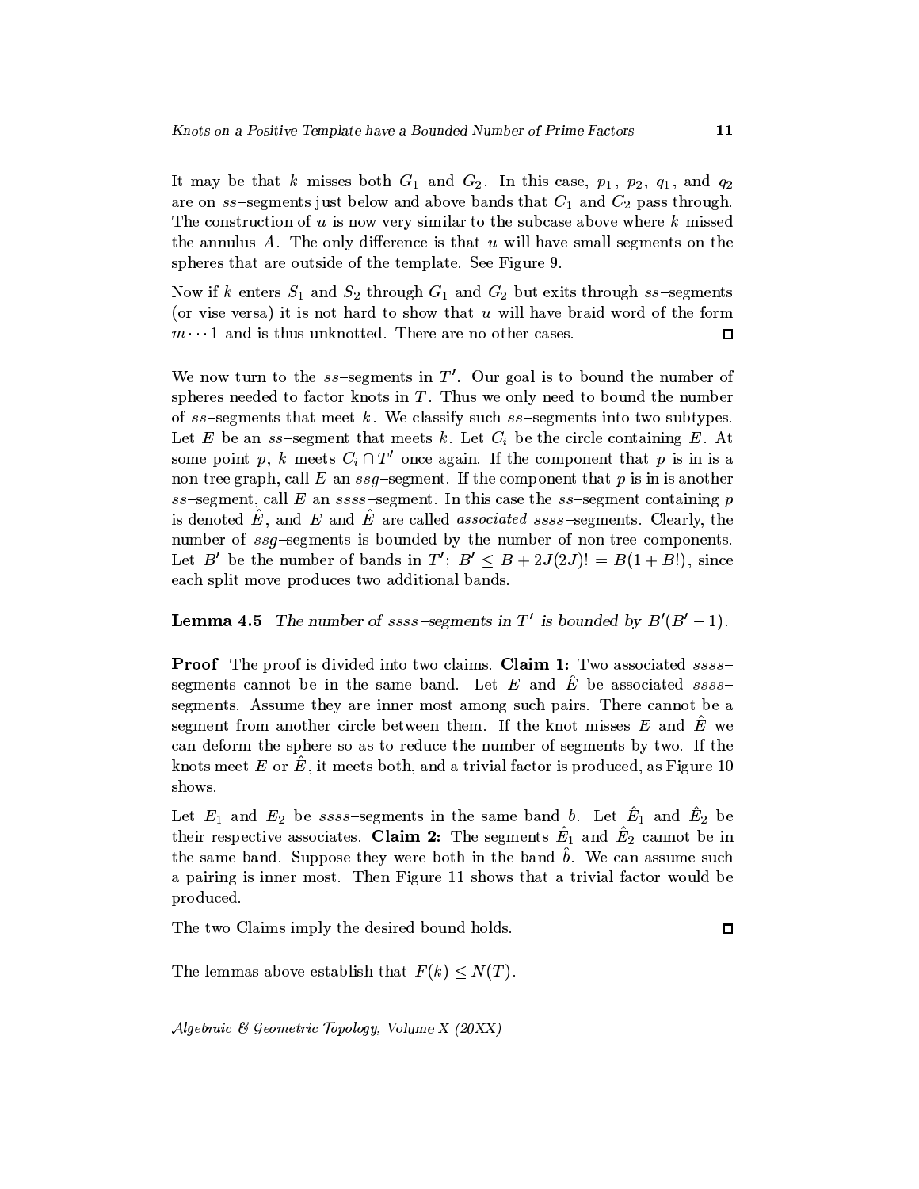It may be that $k$ misses both $G_1$ and $G_2$. In this case, $p_1$, $p_2$, $q_1$, and $q_2$ are on $ss$–segments just below and above bands that $C_1$ and $C_2$ pass through. The construction of $u$ is now very similar to the subcase above where $k$ missed the annulus $A$. The only difference is that $u$ will have small segments on the spheres that are outside of the template. See Figure 9.

Now if $k$ enters $S_1$ and $S_2$ through $G_1$ and $G_2$ but exits through $ss$–segments (or vise versa) it is not hard to show that $u$ will have braid word of the form $m \cdots 1$ and is thus unknotted. There are no other cases. $\square$

We now turn to the $ss$–segments in $T'$. Our goal is to bound the number of spheres needed to factor knots in $T$. Thus we only need to bound the number of $ss$–segments that meet $k$. We classify such $ss$–segments into two subtypes. Let $E$ be an $ss$–segment that meets $k$. Let $C_i$ be the circle containing $E$. At some point $p$, $k$ meets $C_i \cap T'$ once again. If the component that $p$ is in is a non-tree graph, call $E$ an $ssg$–segment. If the component that $p$ is in is another $ss$–segment, call $E$ an $ssss$–segment. In this case the $ss$–segment containing $p$ is denoted $\hat{E}$, and $E$ and $\hat{E}$ are called *associated* $ssss$–segments. Clearly, the number of $ssg$–segments is bounded by the number of non-tree components. Let $B'$ be the number of bands in $T'$; $B' \leq B + 2J(2J)! = B(1 + B!)$, since each split move produces two additional bands.

**Lemma 4.5** *The number of $ssss$–segments in $T'$ is bounded by $B'(B'-1)$.*

**Proof** The proof is divided into two claims. **Claim 1:** Two associated $ssss$–segments cannot be in the same band. Let $E$ and $\hat{E}$ be associated $ssss$–segments. Assume they are inner most among such pairs. There cannot be a segment from another circle between them. If the knot misses $E$ and $\hat{E}$ we can deform the sphere so as to reduce the number of segments by two. If the knots meet $E$ or $\hat{E}$, it meets both, and a trivial factor is produced, as Figure 10 shows.

Let $E_1$ and $E_2$ be $ssss$–segments in the same band $b$. Let $\hat{E}_1$ and $\hat{E}_2$ be their respective associates. **Claim 2:** The segments $\hat{E}_1$ and $\hat{E}_2$ cannot be in the same band. Suppose they were both in the band $\hat{b}$. We can assume such a pairing is inner most. Then Figure 11 shows that a trivial factor would be produced.

The two Claims imply the desired bound holds. $\square$

The lemmas above establish that $F(k) \leq N(T)$.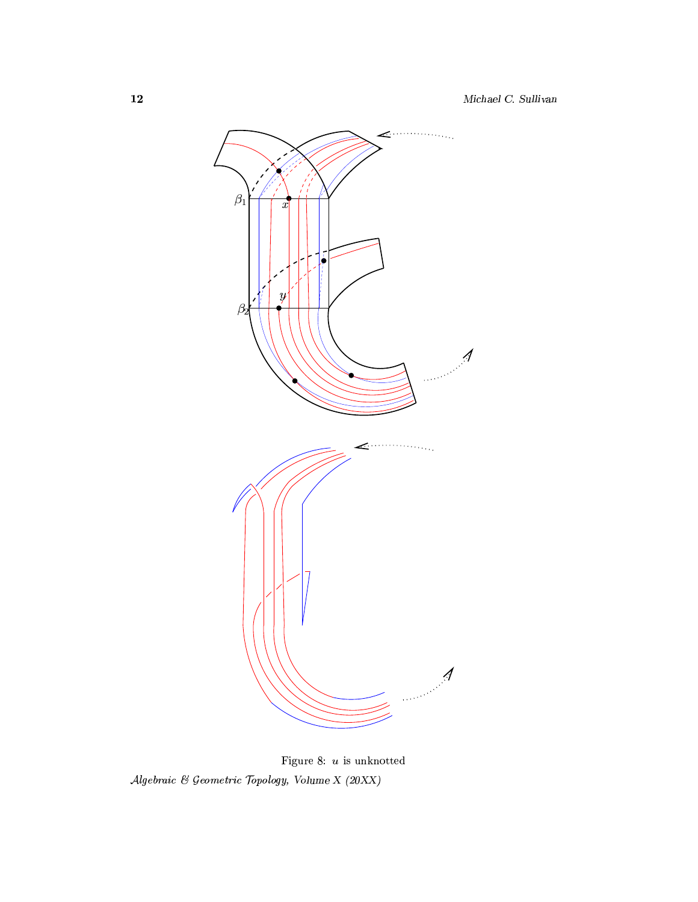Figure 8: $u$ is unknotted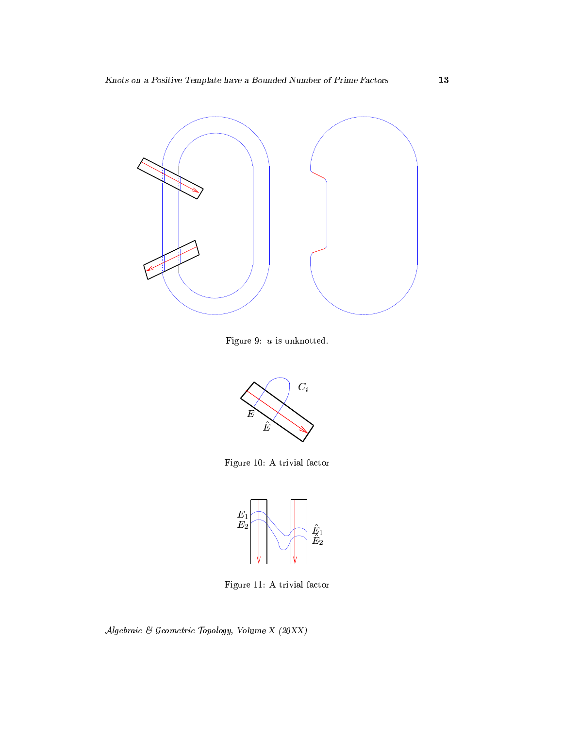Figure 9: $u$ is unknotted.

Figure 10: A trivial factor

Figure 11: A trivial factor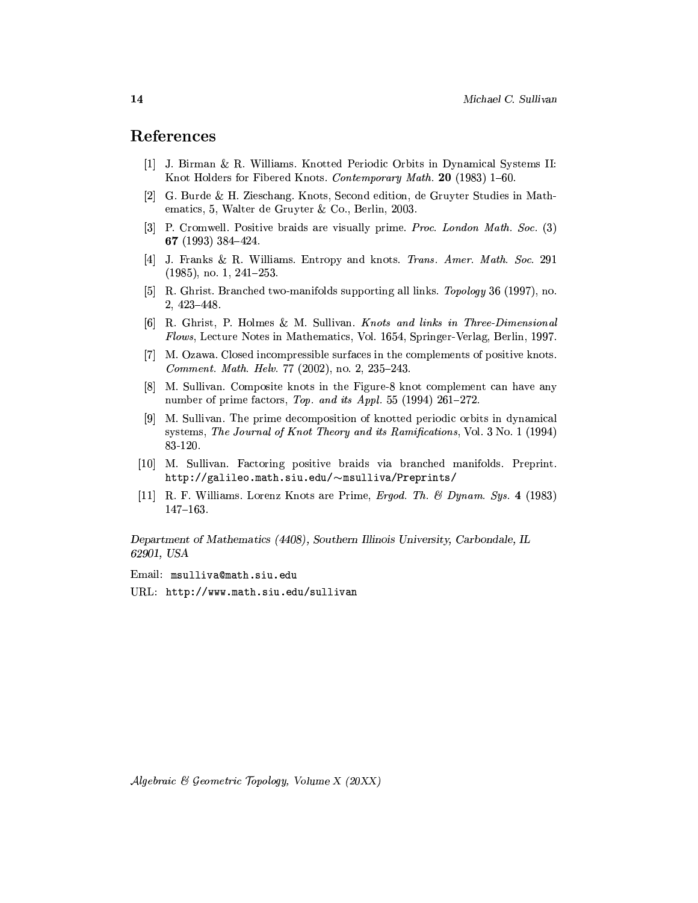## References

[1] J. Birman & R. Williams. Knotted Periodic Orbits in Dynamical Systems II: Knot Holders for Fibered Knots. *Contemporary Math.* **20** (1983) 1–60.

[2] G. Burde & H. Zieschang. Knots, Second edition, de Gruyter Studies in Mathematics, 5, Walter de Gruyter & Co., Berlin, 2003.

[3] P. Cromwell. Positive braids are visually prime. *Proc. London Math. Soc.* (3) **67** (1993) 384–424.

[4] J. Franks & R. Williams. Entropy and knots. *Trans. Amer. Math. Soc.* 291 (1985), no. 1, 241–253.

[5] R. Ghrist. Branched two-manifolds supporting all links. *Topology* 36 (1997), no. 2, 423–448.

[6] R. Ghrist, P. Holmes & M. Sullivan. *Knots and links in Three-Dimensional Flows*, Lecture Notes in Mathematics, Vol. 1654, Springer-Verlag, Berlin, 1997.

[7] M. Ozawa. Closed incompressible surfaces in the complements of positive knots. *Comment. Math. Helv.* 77 (2002), no. 2, 235–243.

[8] M. Sullivan. Composite knots in the Figure-8 knot complement can have any number of prime factors, *Top. and its Appl.* 55 (1994) 261–272.

[9] M. Sullivan. The prime decomposition of knotted periodic orbits in dynamical systems, *The Journal of Knot Theory and its Ramifications*, Vol. 3 No. 1 (1994) 83-120.

[10] M. Sullivan. Factoring positive braids via branched manifolds. Preprint. http://galileo.math.siu.edu/~msulliva/Preprints/

[11] R. F. Williams. Lorenz Knots are Prime, *Ergod. Th. & Dynam. Sys.* **4** (1983) 147–163.

*Department of Mathematics (4408), Southern Illinois University, Carbondale, IL 62901, USA*

Email: msulliva@math.siu.edu

URL: http://www.math.siu.edu/sullivan